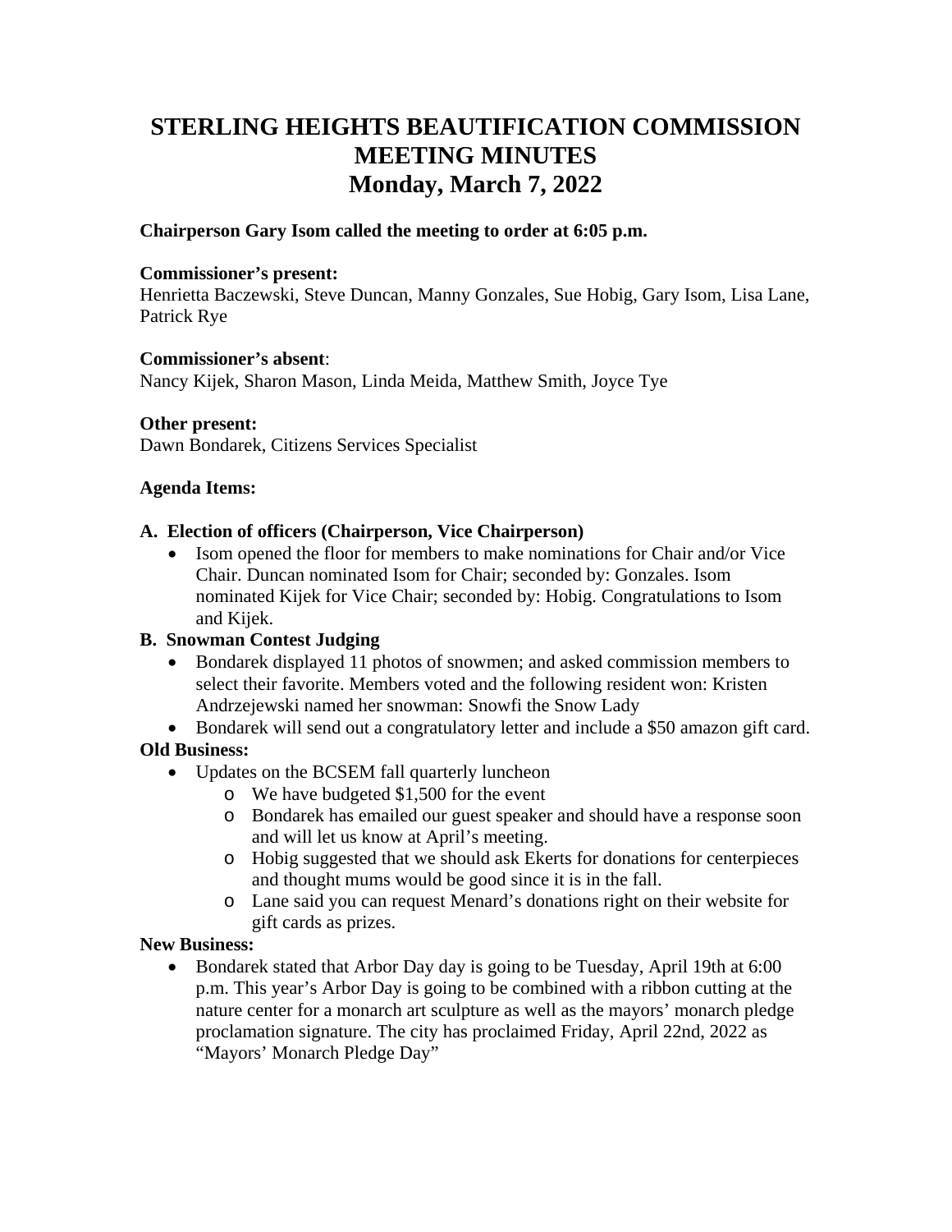# STERLING HEIGHTS BEAUTIFICATION COMMISSION MEETING MINUTES
# Monday, March 7, 2022

**Chairperson Gary Isom called the meeting to order at 6:05 p.m.**

**Commissioner's present:**
Henrietta Baczewski, Steve Duncan, Manny Gonzales, Sue Hobig, Gary Isom, Lisa Lane, Patrick Rye

**Commissioner's absent**:
Nancy Kijek, Sharon Mason, Linda Meida, Matthew Smith, Joyce Tye

**Other present:**
Dawn Bondarek, Citizens Services Specialist

**Agenda Items:**

**A. Election of officers (Chairperson, Vice Chairperson)**

- Isom opened the floor for members to make nominations for Chair and/or Vice Chair. Duncan nominated Isom for Chair; seconded by: Gonzales. Isom nominated Kijek for Vice Chair; seconded by: Hobig. Congratulations to Isom and Kijek.

**B. Snowman Contest Judging**

- Bondarek displayed 11 photos of snowmen; and asked commission members to select their favorite. Members voted and the following resident won: Kristen Andrzejewski named her snowman: Snowfi the Snow Lady
- Bondarek will send out a congratulatory letter and include a $50 amazon gift card.

**Old Business:**

- Updates on the BCSEM fall quarterly luncheon
  - We have budgeted $1,500 for the event
  - Bondarek has emailed our guest speaker and should have a response soon and will let us know at April's meeting.
  - Hobig suggested that we should ask Ekerts for donations for centerpieces and thought mums would be good since it is in the fall.
  - Lane said you can request Menard's donations right on their website for gift cards as prizes.

**New Business:**

- Bondarek stated that Arbor Day day is going to be Tuesday, April 19th at 6:00 p.m. This year's Arbor Day is going to be combined with a ribbon cutting at the nature center for a monarch art sculpture as well as the mayors' monarch pledge proclamation signature. The city has proclaimed Friday, April 22nd, 2022 as "Mayors' Monarch Pledge Day"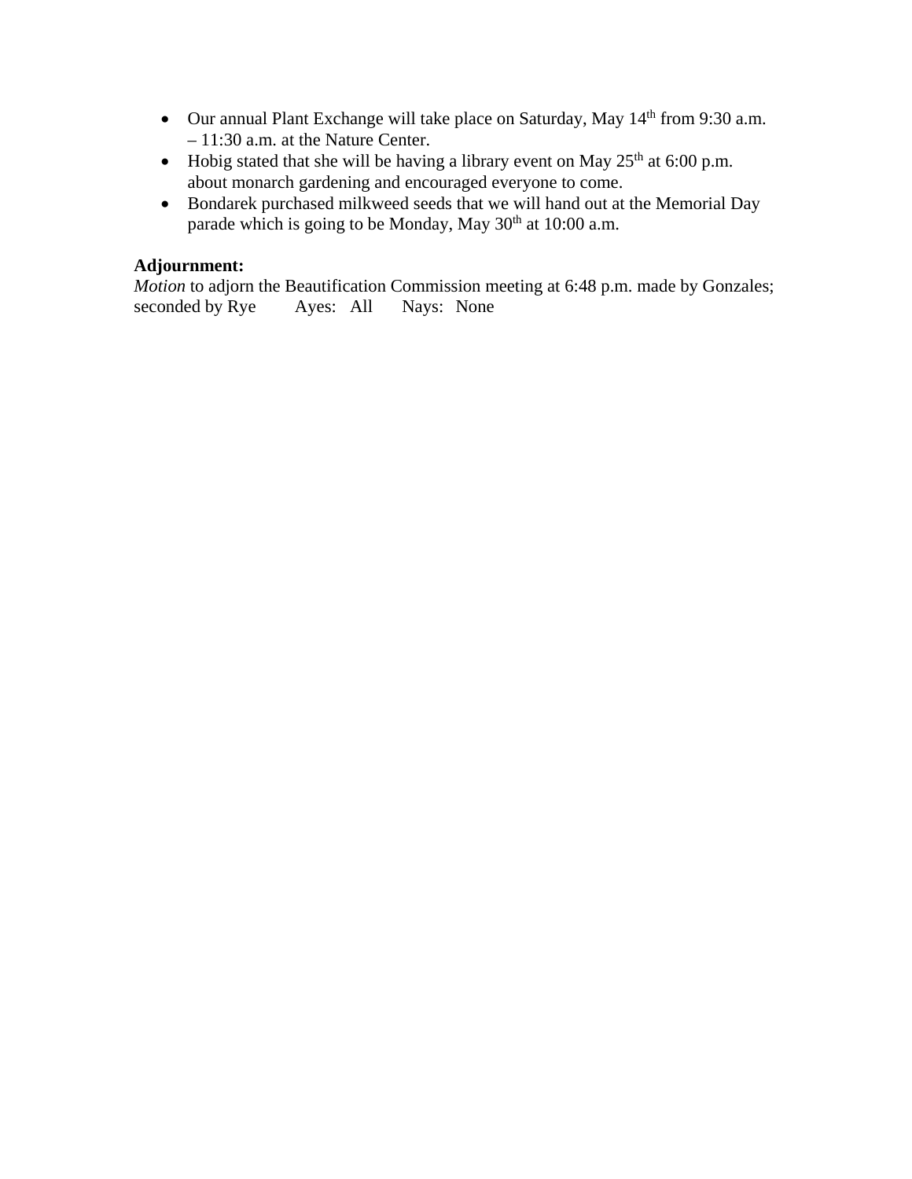- Our annual Plant Exchange will take place on Saturday, May 14th from 9:30 a.m. – 11:30 a.m. at the Nature Center.
- Hobig stated that she will be having a library event on May 25th at 6:00 p.m. about monarch gardening and encouraged everyone to come.
- Bondarek purchased milkweed seeds that we will hand out at the Memorial Day parade which is going to be Monday, May 30th at 10:00 a.m.

**Adjournment:**
*Motion* to adjorn the Beautification Commission meeting at 6:48 p.m. made by Gonzales; seconded by Rye Ayes: All Nays: None